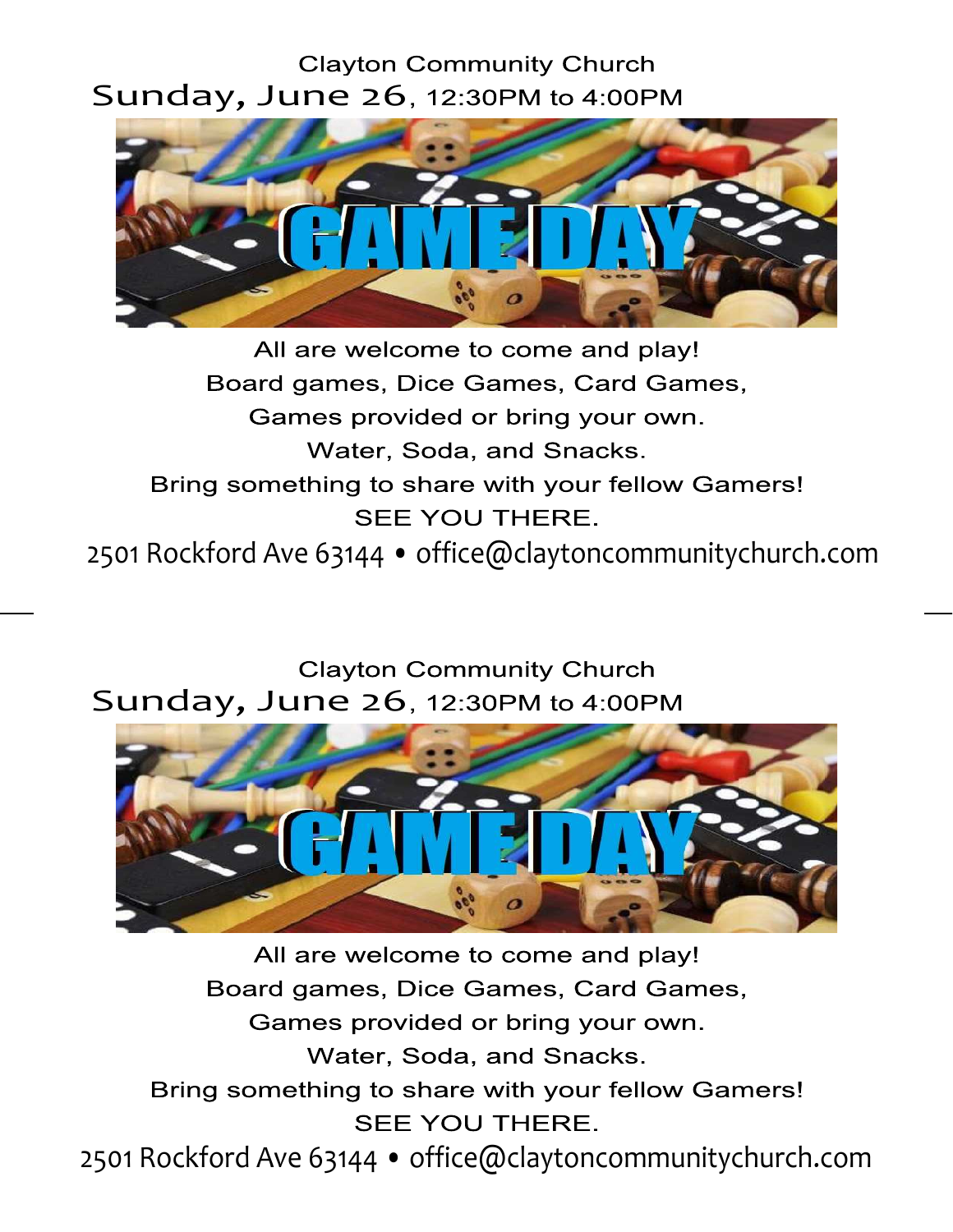Clayton Community Church

Sunday, June 26, 12:30PM to 4:00PM

# GAME DAY

All are welcome to come and play!
Board games, Dice Games, Card Games,
Games provided or bring your own.
Water, Soda, and Snacks.
Bring something to share with your fellow Gamers!
SEE YOU THERE.

2501 Rockford Ave 63144 • office@claytoncommunitychurch.com

---

Clayton Community Church

Sunday, June 26, 12:30PM to 4:00PM

# GAME DAY

All are welcome to come and play!
Board games, Dice Games, Card Games,
Games provided or bring your own.
Water, Soda, and Snacks.
Bring something to share with your fellow Gamers!
SEE YOU THERE.

2501 Rockford Ave 63144 • office@claytoncommunitychurch.com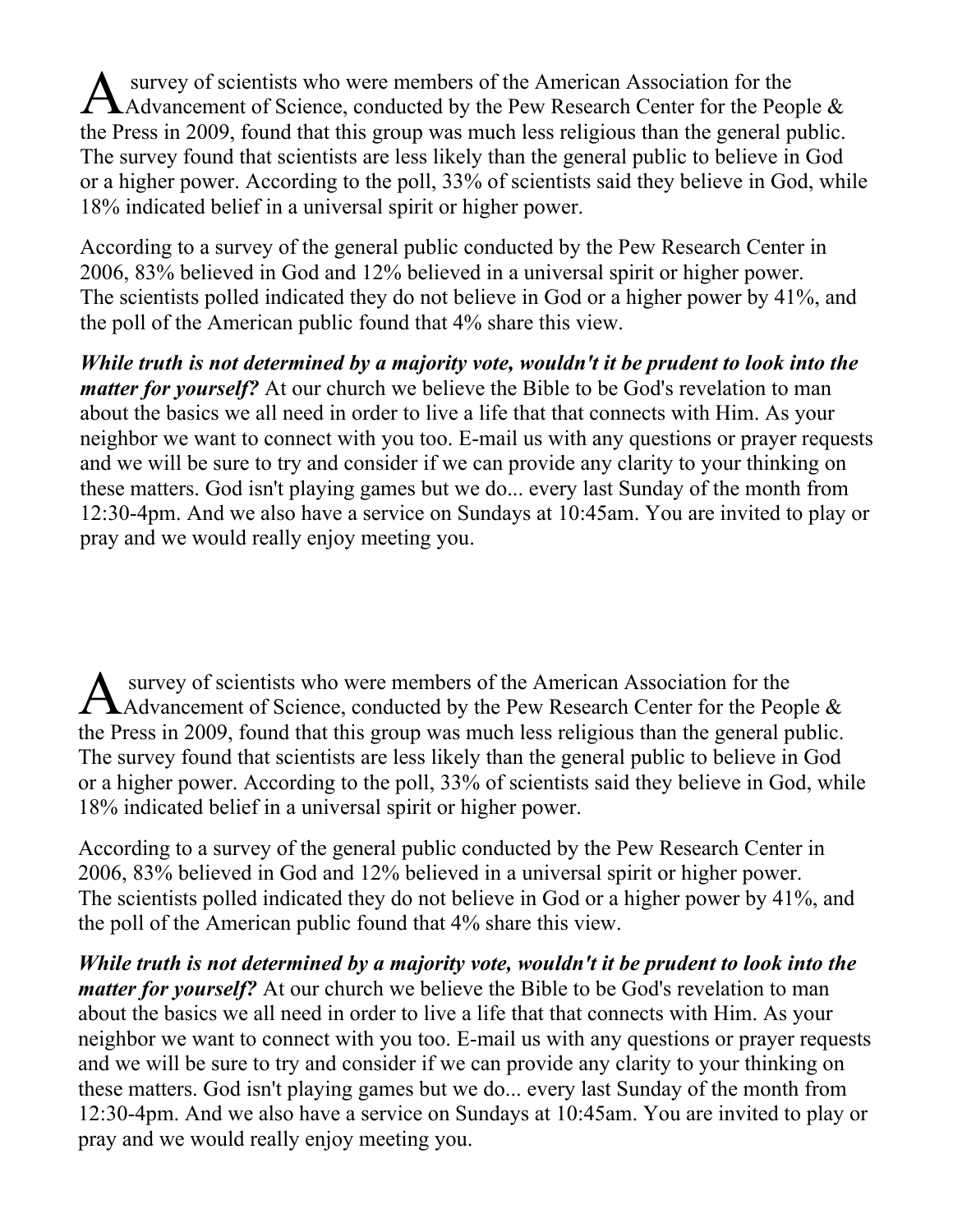A survey of scientists who were members of the American Association for the Advancement of Science, conducted by the Pew Research Center for the People & the Press in 2009, found that this group was much less religious than the general public. The survey found that scientists are less likely than the general public to believe in God or a higher power. According to the poll, 33% of scientists said they believe in God, while 18% indicated belief in a universal spirit or higher power.

According to a survey of the general public conducted by the Pew Research Center in 2006, 83% believed in God and 12% believed in a universal spirit or higher power. The scientists polled indicated they do not believe in God or a higher power by 41%, and the poll of the American public found that 4% share this view.

***While truth is not determined by a majority vote, wouldn't it be prudent to look into the matter for yourself?*** At our church we believe the Bible to be God's revelation to man about the basics we all need in order to live a life that that connects with Him. As your neighbor we want to connect with you too. E-mail us with any questions or prayer requests and we will be sure to try and consider if we can provide any clarity to your thinking on these matters. God isn't playing games but we do... every last Sunday of the month from 12:30-4pm. And we also have a service on Sundays at 10:45am. You are invited to play or pray and we would really enjoy meeting you.

A survey of scientists who were members of the American Association for the Advancement of Science, conducted by the Pew Research Center for the People & the Press in 2009, found that this group was much less religious than the general public. The survey found that scientists are less likely than the general public to believe in God or a higher power. According to the poll, 33% of scientists said they believe in God, while 18% indicated belief in a universal spirit or higher power.

According to a survey of the general public conducted by the Pew Research Center in 2006, 83% believed in God and 12% believed in a universal spirit or higher power. The scientists polled indicated they do not believe in God or a higher power by 41%, and the poll of the American public found that 4% share this view.

***While truth is not determined by a majority vote, wouldn't it be prudent to look into the matter for yourself?*** At our church we believe the Bible to be God's revelation to man about the basics we all need in order to live a life that that connects with Him. As your neighbor we want to connect with you too. E-mail us with any questions or prayer requests and we will be sure to try and consider if we can provide any clarity to your thinking on these matters. God isn't playing games but we do... every last Sunday of the month from 12:30-4pm. And we also have a service on Sundays at 10:45am. You are invited to play or pray and we would really enjoy meeting you.